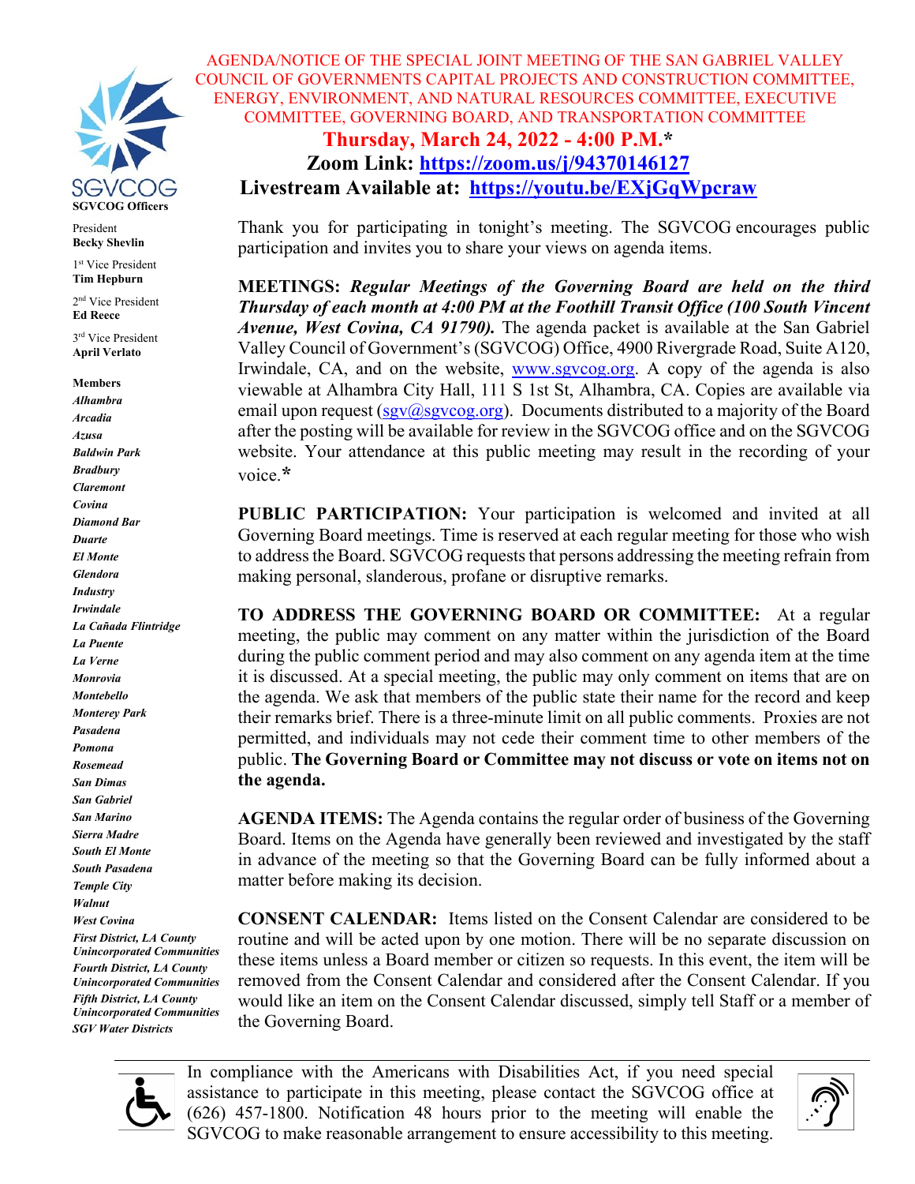SGVCOG

**SGVCOG Officers**

President
**Becky Shevlin**

1st Vice President
**Tim Hepburn**

2nd Vice President
**Ed Reece**

3rd Vice President
**April Verlato**

**Members**

***Alhambra***
***Arcadia***
***Azusa***
***Baldwin Park***
***Bradbury***
***Claremont***
***Covina***
***Diamond Bar***
***Duarte***
***El Monte***
***Glendora***
***Industry***
***Irwindale***
***La Cañada Flintridge***
***La Puente***
***La Verne***
***Monrovia***
***Montebello***
***Monterey Park***
***Pasadena***
***Pomona***
***Rosemead***
***San Dimas***
***San Gabriel***
***San Marino***
***Sierra Madre***
***South El Monte***
***South Pasadena***
***Temple City***
***Walnut***
***West Covina***
***First District, LA County Unincorporated Communities***
***Fourth District, LA County Unincorporated Communities***
***Fifth District, LA County Unincorporated Communities***
***SGV Water Districts***

AGENDA/NOTICE OF THE SPECIAL JOINT MEETING OF THE SAN GABRIEL VALLEY COUNCIL OF GOVERNMENTS CAPITAL PROJECTS AND CONSTRUCTION COMMITTEE, ENERGY, ENVIRONMENT, AND NATURAL RESOURCES COMMITTEE, EXECUTIVE COMMITTEE, GOVERNING BOARD, AND TRANSPORTATION COMMITTEE

**Thursday, March 24, 2022 - 4:00 P.M.***

**Zoom Link: https://zoom.us/j/94370146127**

**Livestream Available at: https://youtu.be/EXjGqWpcraw**

Thank you for participating in tonight's meeting. The SGVCOG encourages public participation and invites you to share your views on agenda items.

**MEETINGS:** ***Regular Meetings of the Governing Board are held on the third Thursday of each month at 4:00 PM at the Foothill Transit Office (100 South Vincent Avenue, West Covina, CA 91790).*** The agenda packet is available at the San Gabriel Valley Council of Government's (SGVCOG) Office, 4900 Rivergrade Road, Suite A120, Irwindale, CA, and on the website, www.sgvcog.org. A copy of the agenda is also viewable at Alhambra City Hall, 111 S 1st St, Alhambra, CA. Copies are available via email upon request (sgv@sgvcog.org). Documents distributed to a majority of the Board after the posting will be available for review in the SGVCOG office and on the SGVCOG website. Your attendance at this public meeting may result in the recording of your voice.*

**PUBLIC PARTICIPATION:** Your participation is welcomed and invited at all Governing Board meetings. Time is reserved at each regular meeting for those who wish to address the Board. SGVCOG requests that persons addressing the meeting refrain from making personal, slanderous, profane or disruptive remarks.

**TO ADDRESS THE GOVERNING BOARD OR COMMITTEE:** At a regular meeting, the public may comment on any matter within the jurisdiction of the Board during the public comment period and may also comment on any agenda item at the time it is discussed. At a special meeting, the public may only comment on items that are on the agenda. We ask that members of the public state their name for the record and keep their remarks brief. There is a three-minute limit on all public comments. Proxies are not permitted, and individuals may not cede their comment time to other members of the public. **The Governing Board or Committee may not discuss or vote on items not on the agenda.**

**AGENDA ITEMS:** The Agenda contains the regular order of business of the Governing Board. Items on the Agenda have generally been reviewed and investigated by the staff in advance of the meeting so that the Governing Board can be fully informed about a matter before making its decision.

**CONSENT CALENDAR:** Items listed on the Consent Calendar are considered to be routine and will be acted upon by one motion. There will be no separate discussion on these items unless a Board member or citizen so requests. In this event, the item will be removed from the Consent Calendar and considered after the Consent Calendar. If you would like an item on the Consent Calendar discussed, simply tell Staff or a member of the Governing Board.

In compliance with the Americans with Disabilities Act, if you need special assistance to participate in this meeting, please contact the SGVCOG office at (626) 457-1800. Notification 48 hours prior to the meeting will enable the SGVCOG to make reasonable arrangement to ensure accessibility to this meeting.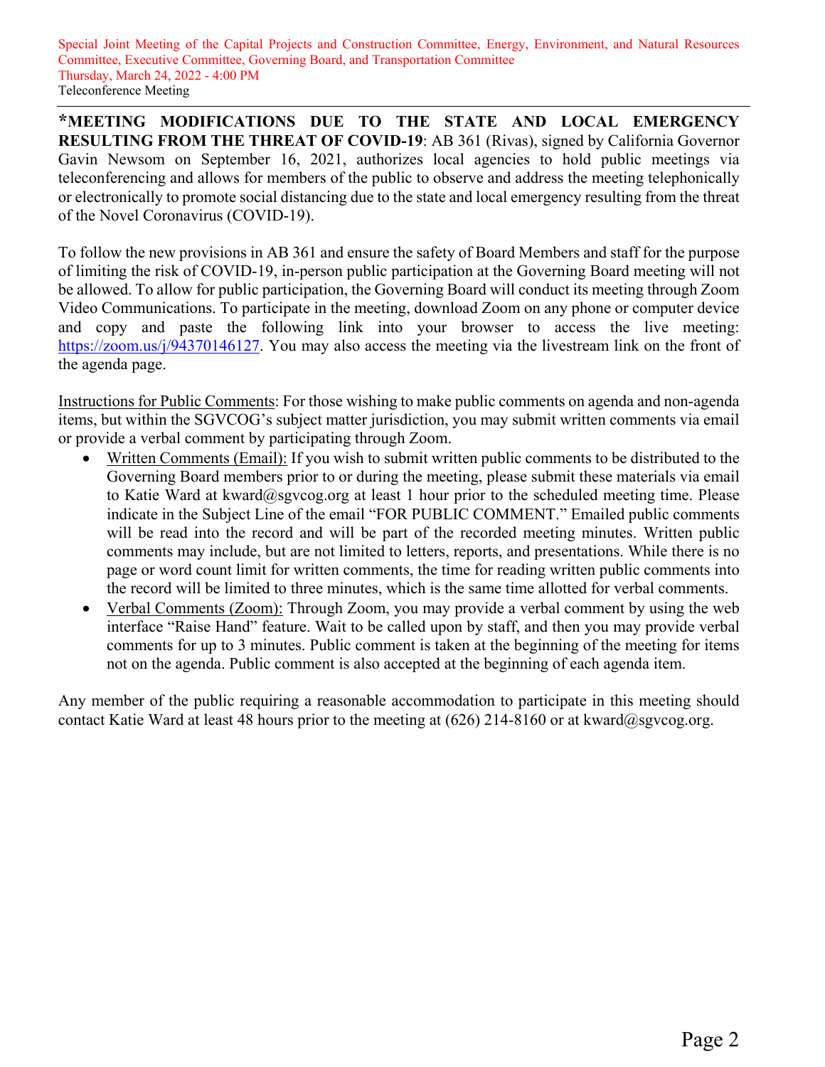**\*MEETING MODIFICATIONS DUE TO THE STATE AND LOCAL EMERGENCY RESULTING FROM THE THREAT OF COVID-19**: AB 361 (Rivas), signed by California Governor Gavin Newsom on September 16, 2021, authorizes local agencies to hold public meetings via teleconferencing and allows for members of the public to observe and address the meeting telephonically or electronically to promote social distancing due to the state and local emergency resulting from the threat of the Novel Coronavirus (COVID-19).

To follow the new provisions in AB 361 and ensure the safety of Board Members and staff for the purpose of limiting the risk of COVID-19, in-person public participation at the Governing Board meeting will not be allowed. To allow for public participation, the Governing Board will conduct its meeting through Zoom Video Communications. To participate in the meeting, download Zoom on any phone or computer device and copy and paste the following link into your browser to access the live meeting: [https://zoom.us/j/94370146127](https://zoom.us/j/94370146127). You may also access the meeting via the livestream link on the front of the agenda page.

Instructions for Public Comments: For those wishing to make public comments on agenda and non-agenda items, but within the SGVCOG's subject matter jurisdiction, you may submit written comments via email or provide a verbal comment by participating through Zoom.

- Written Comments (Email): If you wish to submit written public comments to be distributed to the Governing Board members prior to or during the meeting, please submit these materials via email to Katie Ward at kward@sgvcog.org at least 1 hour prior to the scheduled meeting time. Please indicate in the Subject Line of the email "FOR PUBLIC COMMENT." Emailed public comments will be read into the record and will be part of the recorded meeting minutes. Written public comments may include, but are not limited to letters, reports, and presentations. While there is no page or word count limit for written comments, the time for reading written public comments into the record will be limited to three minutes, which is the same time allotted for verbal comments.
- Verbal Comments (Zoom): Through Zoom, you may provide a verbal comment by using the web interface "Raise Hand" feature. Wait to be called upon by staff, and then you may provide verbal comments for up to 3 minutes. Public comment is taken at the beginning of the meeting for items not on the agenda. Public comment is also accepted at the beginning of each agenda item.

Any member of the public requiring a reasonable accommodation to participate in this meeting should contact Katie Ward at least 48 hours prior to the meeting at (626) 214-8160 or at kward@sgvcog.org.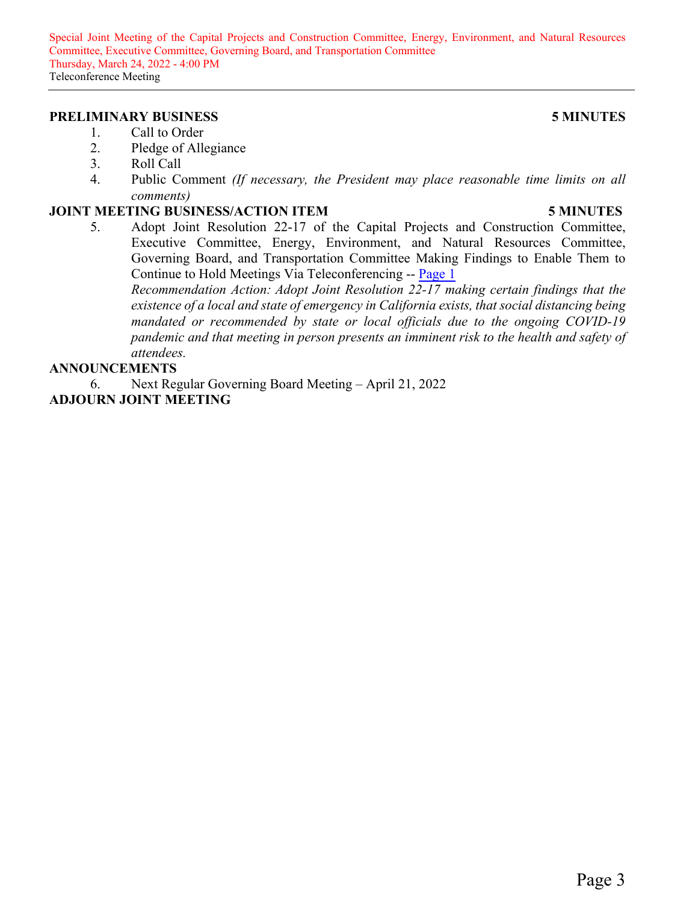Special Joint Meeting of the Capital Projects and Construction Committee, Energy, Environment, and Natural Resources Committee, Executive Committee, Governing Board, and Transportation Committee
Thursday, March 24, 2022 - 4:00 PM
Teleconference Meeting

---

**PRELIMINARY BUSINESS** **5 MINUTES**

1. Call to Order
2. Pledge of Allegiance
3. Roll Call
4. Public Comment *(If necessary, the President may place reasonable time limits on all comments)*

**JOINT MEETING BUSINESS/ACTION ITEM** **5 MINUTES**

5. Adopt Joint Resolution 22-17 of the Capital Projects and Construction Committee, Executive Committee, Energy, Environment, and Natural Resources Committee, Governing Board, and Transportation Committee Making Findings to Enable Them to Continue to Hold Meetings Via Teleconferencing -- Page 1
*Recommendation Action: Adopt Joint Resolution 22-17 making certain findings that the existence of a local and state of emergency in California exists, that social distancing being mandated or recommended by state or local officials due to the ongoing COVID-19 pandemic and that meeting in person presents an imminent risk to the health and safety of attendees.*

**ANNOUNCEMENTS**

6. Next Regular Governing Board Meeting – April 21, 2022

**ADJOURN JOINT MEETING**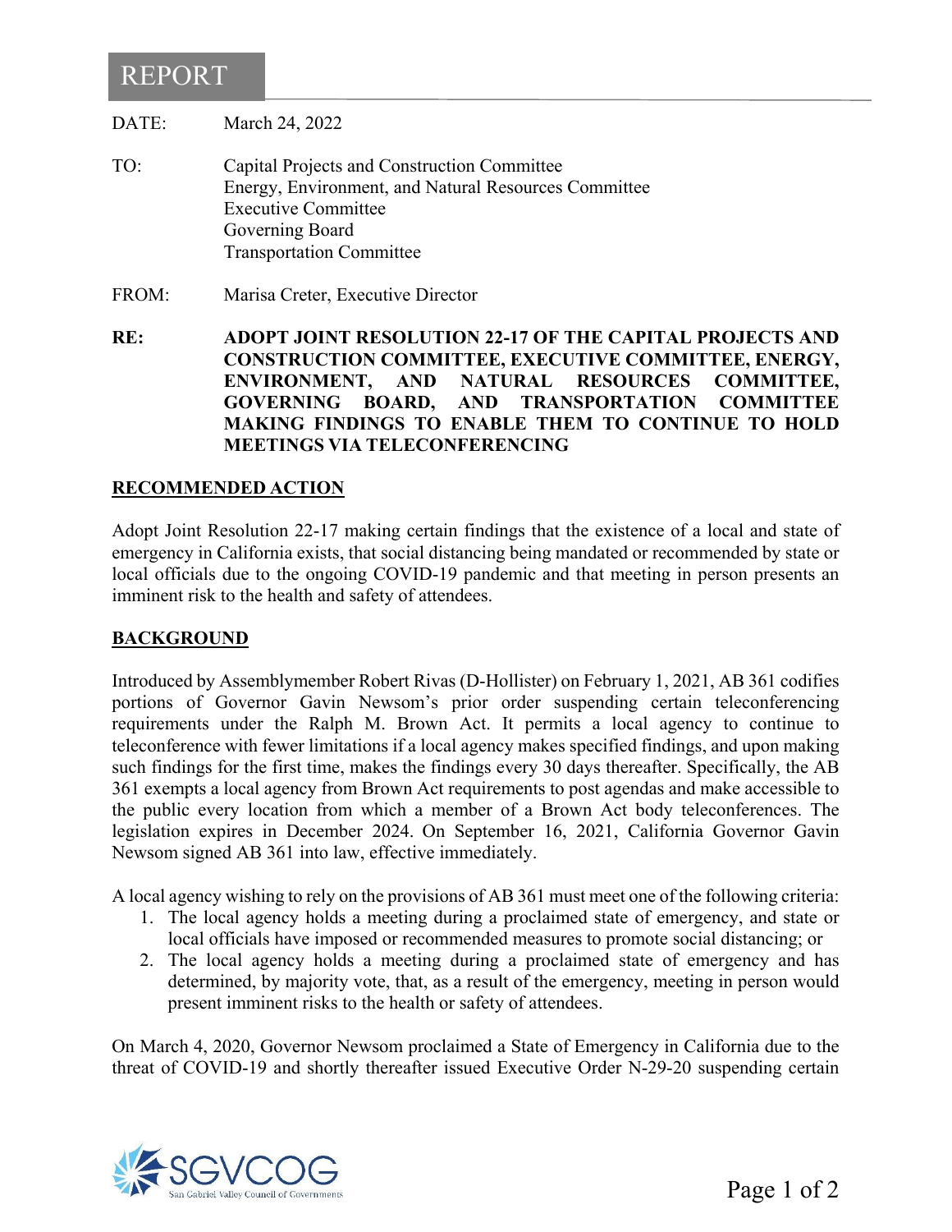# REPORT

DATE: March 24, 2022

TO: Capital Projects and Construction Committee
Energy, Environment, and Natural Resources Committee
Executive Committee
Governing Board
Transportation Committee

FROM: Marisa Creter, Executive Director

**RE: ADOPT JOINT RESOLUTION 22-17 OF THE CAPITAL PROJECTS AND CONSTRUCTION COMMITTEE, EXECUTIVE COMMITTEE, ENERGY, ENVIRONMENT, AND NATURAL RESOURCES COMMITTEE, GOVERNING BOARD, AND TRANSPORTATION COMMITTEE MAKING FINDINGS TO ENABLE THEM TO CONTINUE TO HOLD MEETINGS VIA TELECONFERENCING**

## RECOMMENDED ACTION

Adopt Joint Resolution 22-17 making certain findings that the existence of a local and state of emergency in California exists, that social distancing being mandated or recommended by state or local officials due to the ongoing COVID-19 pandemic and that meeting in person presents an imminent risk to the health and safety of attendees.

## BACKGROUND

Introduced by Assemblymember Robert Rivas (D-Hollister) on February 1, 2021, AB 361 codifies portions of Governor Gavin Newsom's prior order suspending certain teleconferencing requirements under the Ralph M. Brown Act. It permits a local agency to continue to teleconference with fewer limitations if a local agency makes specified findings, and upon making such findings for the first time, makes the findings every 30 days thereafter. Specifically, the AB 361 exempts a local agency from Brown Act requirements to post agendas and make accessible to the public every location from which a member of a Brown Act body teleconferences. The legislation expires in December 2024. On September 16, 2021, California Governor Gavin Newsom signed AB 361 into law, effective immediately.

A local agency wishing to rely on the provisions of AB 361 must meet one of the following criteria:

1. The local agency holds a meeting during a proclaimed state of emergency, and state or local officials have imposed or recommended measures to promote social distancing; or
2. The local agency holds a meeting during a proclaimed state of emergency and has determined, by majority vote, that, as a result of the emergency, meeting in person would present imminent risks to the health or safety of attendees.

On March 4, 2020, Governor Newsom proclaimed a State of Emergency in California due to the threat of COVID-19 and shortly thereafter issued Executive Order N-29-20 suspending certain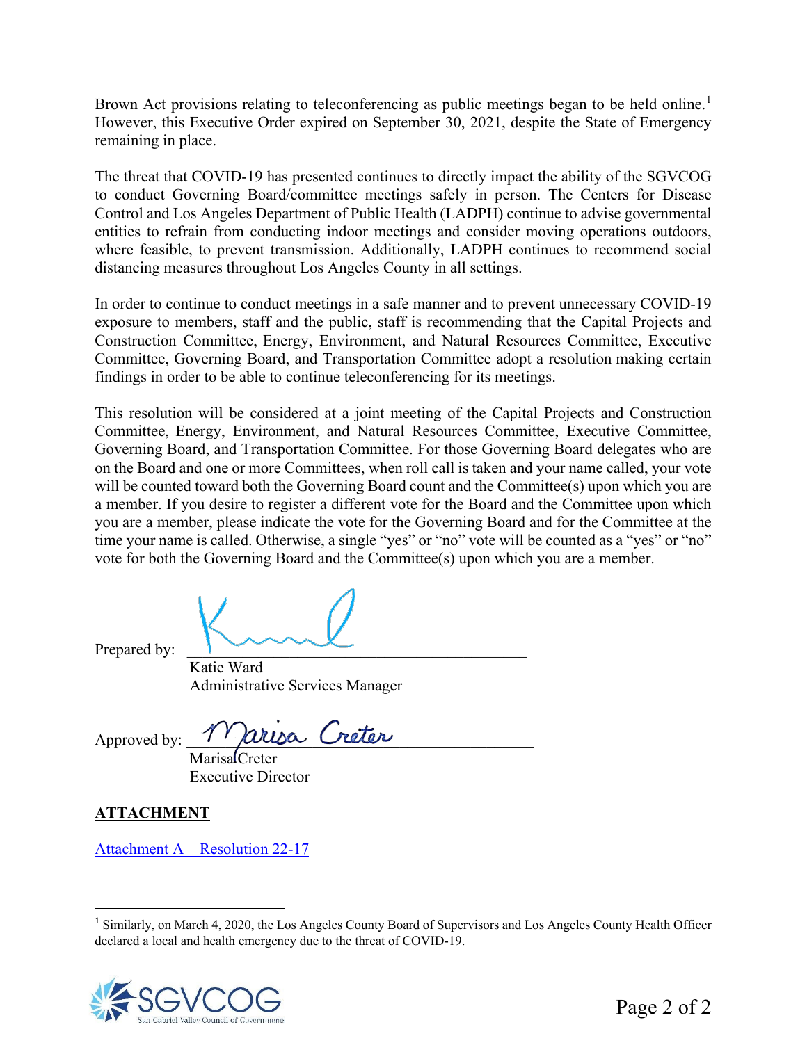Brown Act provisions relating to teleconferencing as public meetings began to be held online.[1] However, this Executive Order expired on September 30, 2021, despite the State of Emergency remaining in place.

The threat that COVID-19 has presented continues to directly impact the ability of the SGVCOG to conduct Governing Board/committee meetings safely in person. The Centers for Disease Control and Los Angeles Department of Public Health (LADPH) continue to advise governmental entities to refrain from conducting indoor meetings and consider moving operations outdoors, where feasible, to prevent transmission. Additionally, LADPH continues to recommend social distancing measures throughout Los Angeles County in all settings.

In order to continue to conduct meetings in a safe manner and to prevent unnecessary COVID-19 exposure to members, staff and the public, staff is recommending that the Capital Projects and Construction Committee, Energy, Environment, and Natural Resources Committee, Executive Committee, Governing Board, and Transportation Committee adopt a resolution making certain findings in order to be able to continue teleconferencing for its meetings.

This resolution will be considered at a joint meeting of the Capital Projects and Construction Committee, Energy, Environment, and Natural Resources Committee, Executive Committee, Governing Board, and Transportation Committee. For those Governing Board delegates who are on the Board and one or more Committees, when roll call is taken and your name called, your vote will be counted toward both the Governing Board count and the Committee(s) upon which you are a member. If you desire to register a different vote for the Board and the Committee upon which you are a member, please indicate the vote for the Governing Board and for the Committee at the time your name is called. Otherwise, a single "yes" or "no" vote will be counted as a "yes" or "no" vote for both the Governing Board and the Committee(s) upon which you are a member.

Prepared by: ______________________________
Katie Ward
Administrative Services Manager

Approved by: ______________________________
Marisa Creter
Executive Director

**ATTACHMENT**

Attachment A – Resolution 22-17

[1] Similarly, on March 4, 2020, the Los Angeles County Board of Supervisors and Los Angeles County Health Officer declared a local and health emergency due to the threat of COVID-19.